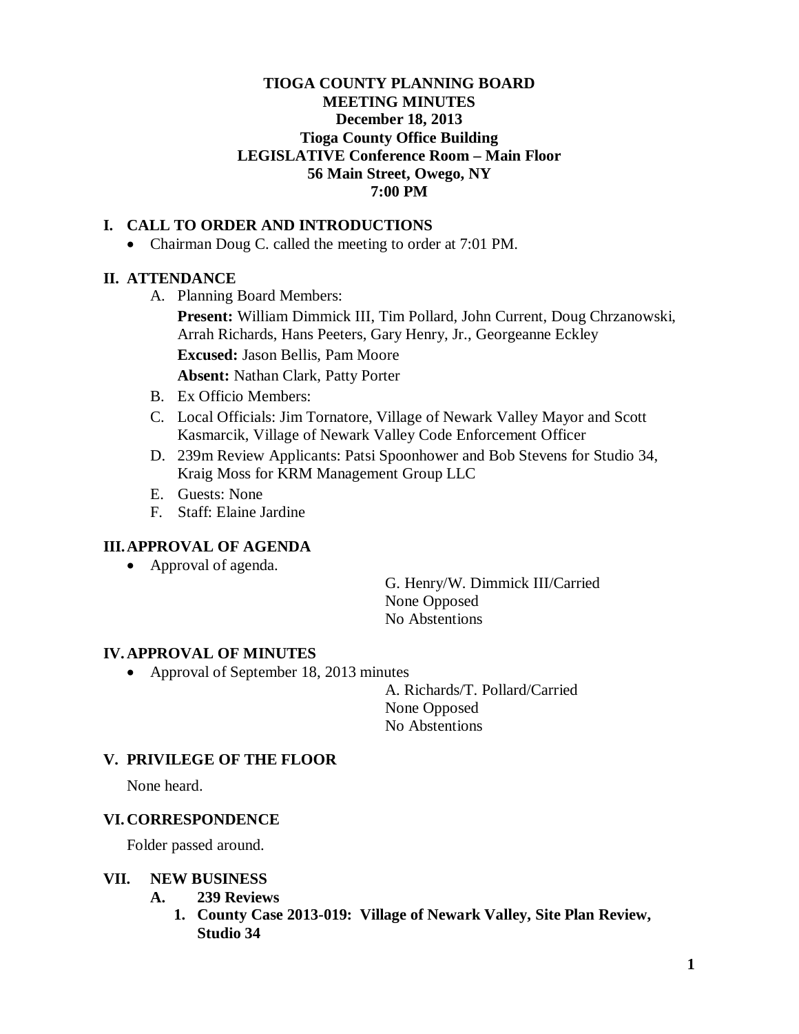**TIOGA COUNTY PLANNING BOARD**
**MEETING MINUTES**
**December 18, 2013**
**Tioga County Office Building**
**LEGISLATIVE Conference Room – Main Floor**
**56 Main Street, Owego, NY**
**7:00 PM**

## I. CALL TO ORDER AND INTRODUCTIONS

- Chairman Doug C. called the meeting to order at 7:01 PM.

## II. ATTENDANCE

A. Planning Board Members:

**Present:** William Dimmick III, Tim Pollard, John Current, Doug Chrzanowski, Arrah Richards, Hans Peeters, Gary Henry, Jr., Georgeanne Eckley

**Excused:** Jason Bellis, Pam Moore

**Absent:** Nathan Clark, Patty Porter

B. Ex Officio Members:

C. Local Officials: Jim Tornatore, Village of Newark Valley Mayor and Scott Kasmarcik, Village of Newark Valley Code Enforcement Officer

D. 239m Review Applicants: Patsi Spoonhower and Bob Stevens for Studio 34, Kraig Moss for KRM Management Group LLC

E. Guests: None

F. Staff: Elaine Jardine

## III. APPROVAL OF AGENDA

- Approval of agenda.

G. Henry/W. Dimmick III/Carried
None Opposed
No Abstentions

## IV. APPROVAL OF MINUTES

- Approval of September 18, 2013 minutes

A. Richards/T. Pollard/Carried
None Opposed
No Abstentions

## V. PRIVILEGE OF THE FLOOR

None heard.

## VI. CORRESPONDENCE

Folder passed around.

## VII. NEW BUSINESS

**A. 239 Reviews**

**1. County Case 2013-019: Village of Newark Valley, Site Plan Review, Studio 34**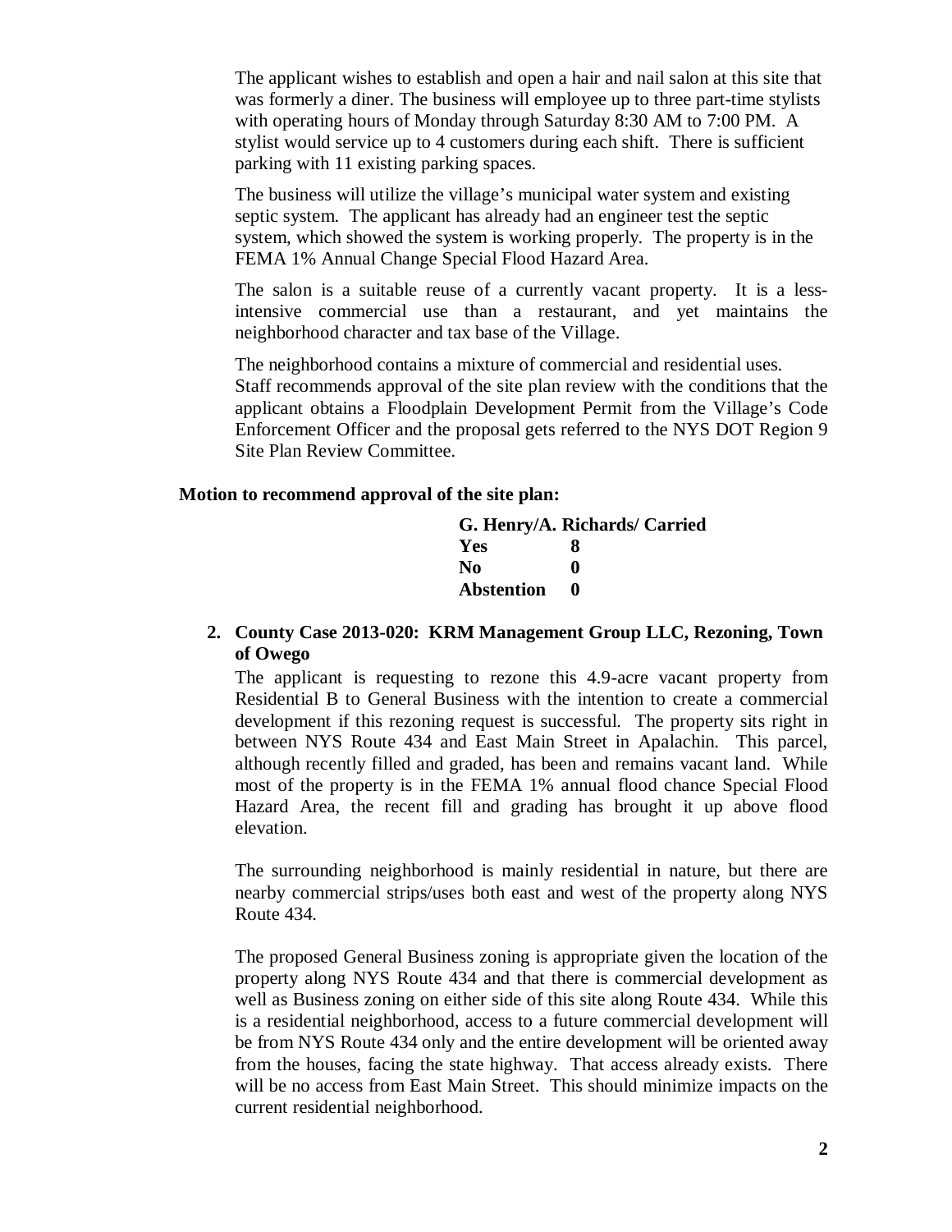The applicant wishes to establish and open a hair and nail salon at this site that was formerly a diner. The business will employee up to three part-time stylists with operating hours of Monday through Saturday 8:30 AM to 7:00 PM. A stylist would service up to 4 customers during each shift. There is sufficient parking with 11 existing parking spaces.

The business will utilize the village's municipal water system and existing septic system. The applicant has already had an engineer test the septic system, which showed the system is working properly. The property is in the FEMA 1% Annual Change Special Flood Hazard Area.

The salon is a suitable reuse of a currently vacant property. It is a less-intensive commercial use than a restaurant, and yet maintains the neighborhood character and tax base of the Village.

The neighborhood contains a mixture of commercial and residential uses. Staff recommends approval of the site plan review with the conditions that the applicant obtains a Floodplain Development Permit from the Village's Code Enforcement Officer and the proposal gets referred to the NYS DOT Region 9 Site Plan Review Committee.

**Motion to recommend approval of the site plan:**

**G. Henry/A. Richards/ Carried**

| | |
|---|---|
| **Yes** | **8** |
| **No** | **0** |
| **Abstention** | **0** |

**2. County Case 2013-020: KRM Management Group LLC, Rezoning, Town of Owego**

The applicant is requesting to rezone this 4.9-acre vacant property from Residential B to General Business with the intention to create a commercial development if this rezoning request is successful. The property sits right in between NYS Route 434 and East Main Street in Apalachin. This parcel, although recently filled and graded, has been and remains vacant land. While most of the property is in the FEMA 1% annual flood chance Special Flood Hazard Area, the recent fill and grading has brought it up above flood elevation.

The surrounding neighborhood is mainly residential in nature, but there are nearby commercial strips/uses both east and west of the property along NYS Route 434.

The proposed General Business zoning is appropriate given the location of the property along NYS Route 434 and that there is commercial development as well as Business zoning on either side of this site along Route 434. While this is a residential neighborhood, access to a future commercial development will be from NYS Route 434 only and the entire development will be oriented away from the houses, facing the state highway. That access already exists. There will be no access from East Main Street. This should minimize impacts on the current residential neighborhood.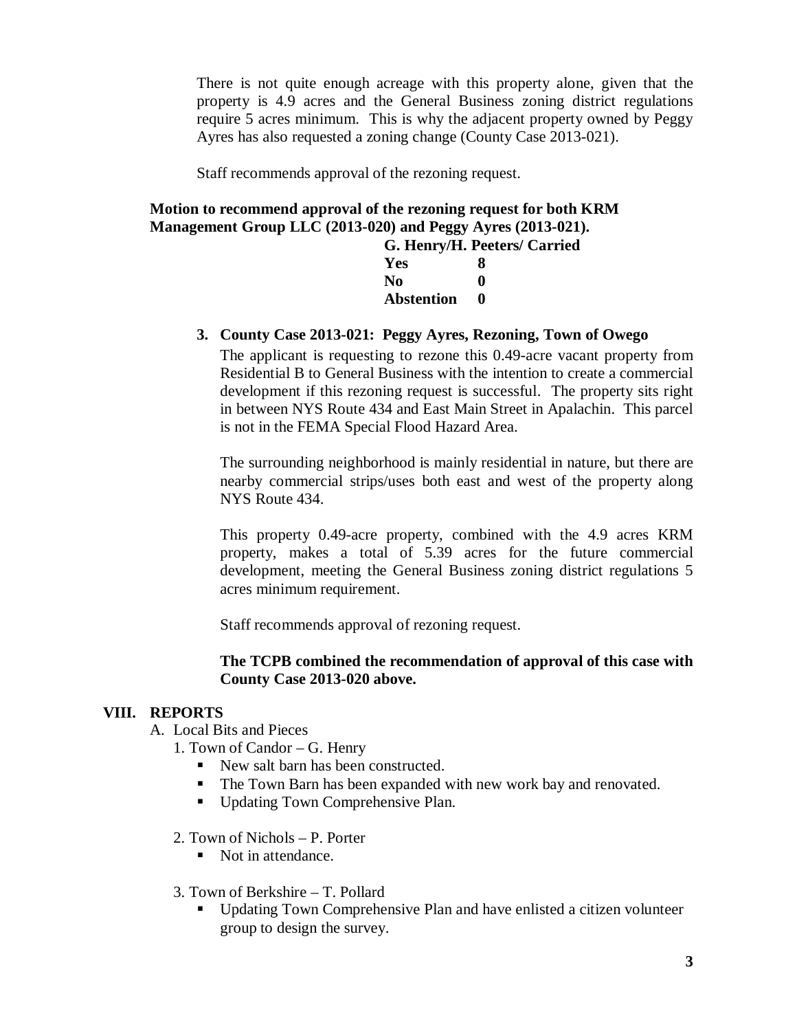There is not quite enough acreage with this property alone, given that the property is 4.9 acres and the General Business zoning district regulations require 5 acres minimum. This is why the adjacent property owned by Peggy Ayres has also requested a zoning change (County Case 2013-021).

Staff recommends approval of the rezoning request.

**Motion to recommend approval of the rezoning request for both KRM Management Group LLC (2013-020) and Peggy Ayres (2013-021).**

**G. Henry/H. Peeters/ Carried**

| | |
|---|---|
| **Yes** | **8** |
| **No** | **0** |
| **Abstention** | **0** |

**3. County Case 2013-021: Peggy Ayres, Rezoning, Town of Owego**

The applicant is requesting to rezone this 0.49-acre vacant property from Residential B to General Business with the intention to create a commercial development if this rezoning request is successful. The property sits right in between NYS Route 434 and East Main Street in Apalachin. This parcel is not in the FEMA Special Flood Hazard Area.

The surrounding neighborhood is mainly residential in nature, but there are nearby commercial strips/uses both east and west of the property along NYS Route 434.

This property 0.49-acre property, combined with the 4.9 acres KRM property, makes a total of 5.39 acres for the future commercial development, meeting the General Business zoning district regulations 5 acres minimum requirement.

Staff recommends approval of rezoning request.

**The TCPB combined the recommendation of approval of this case with County Case 2013-020 above.**

## VIII. REPORTS

A. Local Bits and Pieces

1. Town of Candor – G. Henry
   - New salt barn has been constructed.
   - The Town Barn has been expanded with new work bay and renovated.
   - Updating Town Comprehensive Plan.

2. Town of Nichols – P. Porter
   - Not in attendance.

3. Town of Berkshire – T. Pollard
   - Updating Town Comprehensive Plan and have enlisted a citizen volunteer group to design the survey.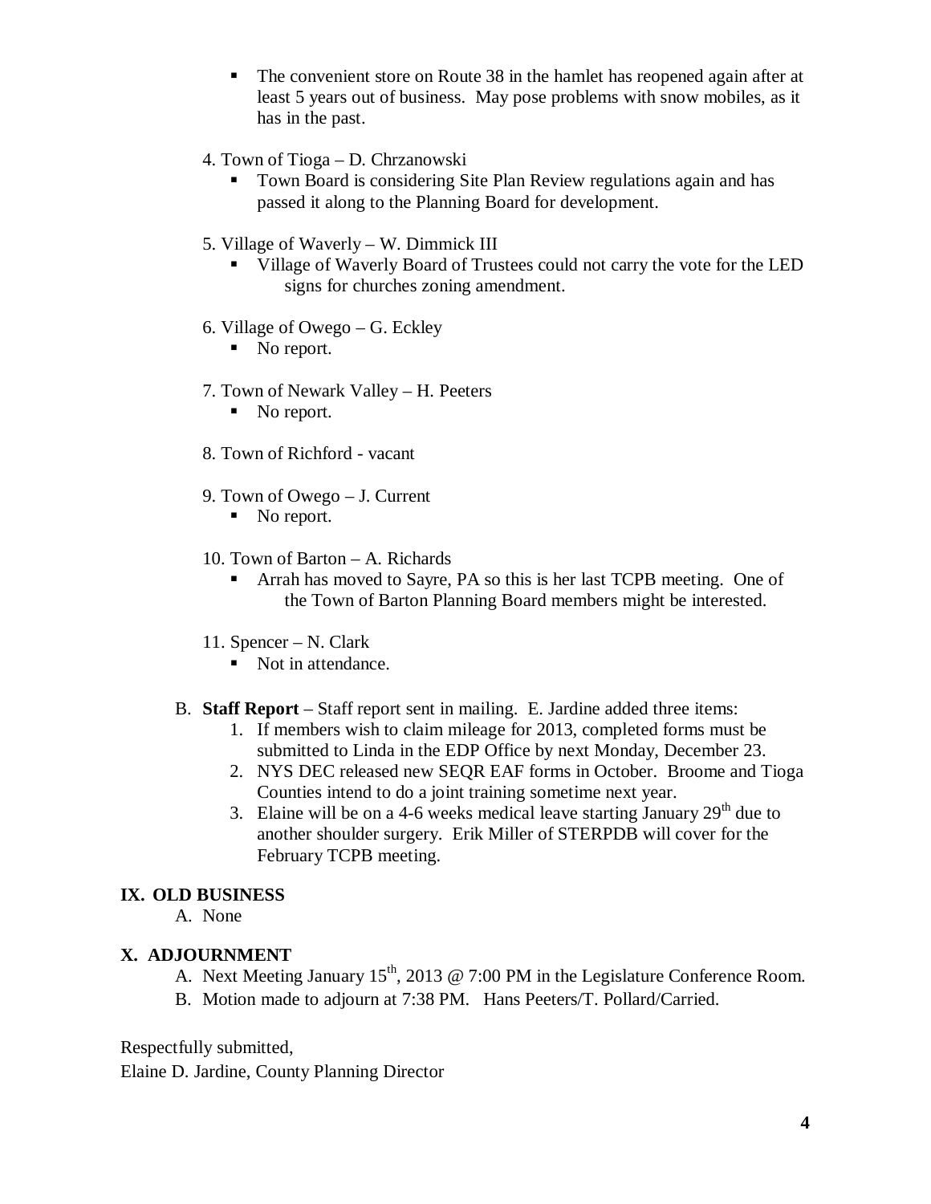- The convenient store on Route 38 in the hamlet has reopened again after at least 5 years out of business. May pose problems with snow mobiles, as it has in the past.

4. Town of Tioga – D. Chrzanowski
   - Town Board is considering Site Plan Review regulations again and has passed it along to the Planning Board for development.

5. Village of Waverly – W. Dimmick III
   - Village of Waverly Board of Trustees could not carry the vote for the LED signs for churches zoning amendment.

6. Village of Owego – G. Eckley
   - No report.

7. Town of Newark Valley – H. Peeters
   - No report.

8. Town of Richford - vacant

9. Town of Owego – J. Current
   - No report.

10. Town of Barton – A. Richards
    - Arrah has moved to Sayre, PA so this is her last TCPB meeting. One of the Town of Barton Planning Board members might be interested.

11. Spencer – N. Clark
    - Not in attendance.

B. **Staff Report** – Staff report sent in mailing. E. Jardine added three items:
   1. If members wish to claim mileage for 2013, completed forms must be submitted to Linda in the EDP Office by next Monday, December 23.
   2. NYS DEC released new SEQR EAF forms in October. Broome and Tioga Counties intend to do a joint training sometime next year.
   3. Elaine will be on a 4-6 weeks medical leave starting January 29th due to another shoulder surgery. Erik Miller of STERPDB will cover for the February TCPB meeting.

## IX. OLD BUSINESS

A. None

## X. ADJOURNMENT

A. Next Meeting January 15th, 2013 @ 7:00 PM in the Legislature Conference Room.

B. Motion made to adjourn at 7:38 PM. Hans Peeters/T. Pollard/Carried.

Respectfully submitted,

Elaine D. Jardine, County Planning Director